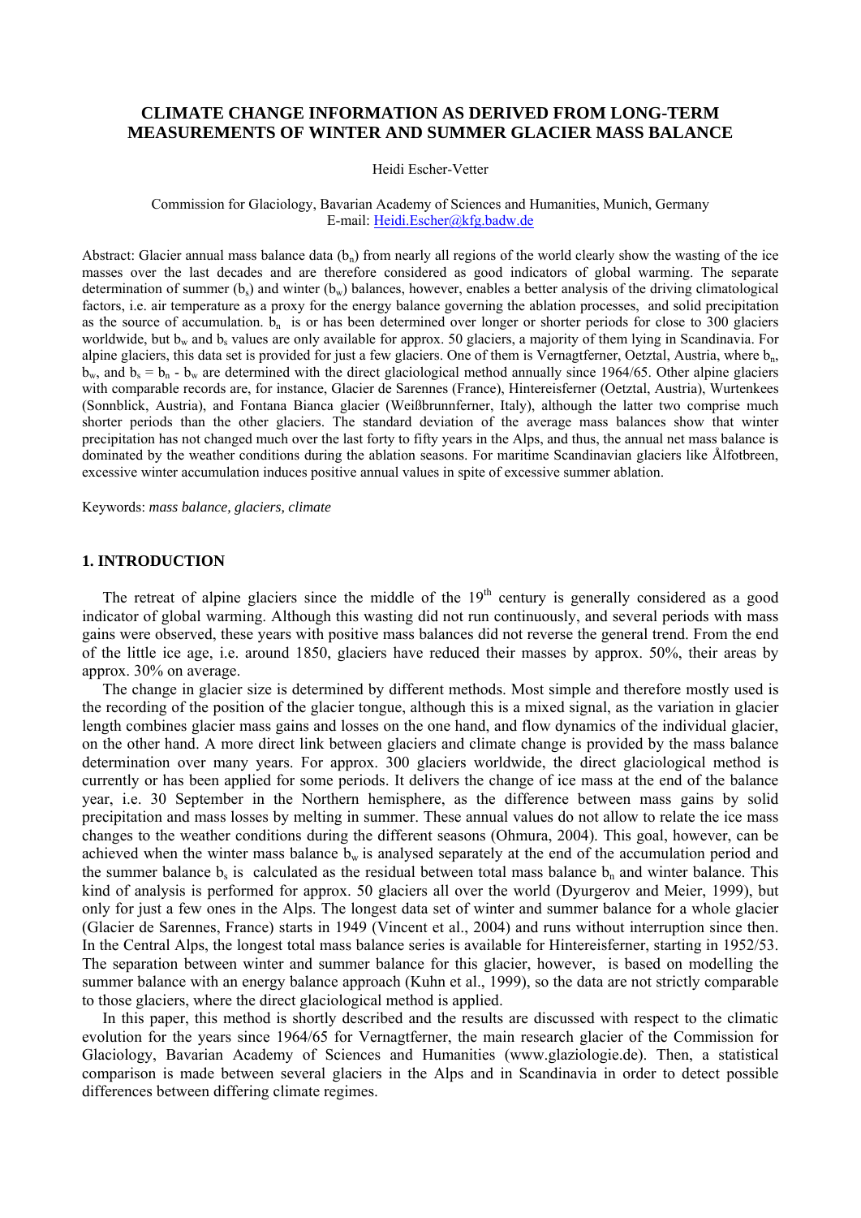# CLIMATE CHANGE INFORMATION AS DERIVED FROM LONG-TERM MEASUREMENTS OF WINTER AND SUMMER GLACIER MASS BALANCE

Heidi Escher-Vetter

Commission for Glaciology, Bavarian Academy of Sciences and Humanities, Munich, Germany
E-mail: Heidi.Escher@kfg.badw.de

Abstract: Glacier annual mass balance data ($b_n$) from nearly all regions of the world clearly show the wasting of the ice masses over the last decades and are therefore considered as good indicators of global warming. The separate determination of summer ($b_s$) and winter ($b_w$) balances, however, enables a better analysis of the driving climatological factors, i.e. air temperature as a proxy for the energy balance governing the ablation processes, and solid precipitation as the source of accumulation. $b_n$ is or has been determined over longer or shorter periods for close to 300 glaciers worldwide, but $b_w$ and $b_s$ values are only available for approx. 50 glaciers, a majority of them lying in Scandinavia. For alpine glaciers, this data set is provided for just a few glaciers. One of them is Vernagtferner, Oetztal, Austria, where $b_n$, $b_w$, and $b_s = b_n - b_w$ are determined with the direct glaciological method annually since 1964/65. Other alpine glaciers with comparable records are, for instance, Glacier de Sarennes (France), Hintereisferner (Oetztal, Austria), Wurtenkees (Sonnblick, Austria), and Fontana Bianca glacier (Weißbrunnferner, Italy), although the latter two comprise much shorter periods than the other glaciers. The standard deviation of the average mass balances show that winter precipitation has not changed much over the last forty to fifty years in the Alps, and thus, the annual net mass balance is dominated by the weather conditions during the ablation seasons. For maritime Scandinavian glaciers like Ålfotbreen, excessive winter accumulation induces positive annual values in spite of excessive summer ablation.

Keywords: *mass balance, glaciers, climate*

## 1. INTRODUCTION

The retreat of alpine glaciers since the middle of the 19th century is generally considered as a good indicator of global warming. Although this wasting did not run continuously, and several periods with mass gains were observed, these years with positive mass balances did not reverse the general trend. From the end of the little ice age, i.e. around 1850, glaciers have reduced their masses by approx. 50%, their areas by approx. 30% on average.

The change in glacier size is determined by different methods. Most simple and therefore mostly used is the recording of the position of the glacier tongue, although this is a mixed signal, as the variation in glacier length combines glacier mass gains and losses on the one hand, and flow dynamics of the individual glacier, on the other hand. A more direct link between glaciers and climate change is provided by the mass balance determination over many years. For approx. 300 glaciers worldwide, the direct glaciological method is currently or has been applied for some periods. It delivers the change of ice mass at the end of the balance year, i.e. 30 September in the Northern hemisphere, as the difference between mass gains by solid precipitation and mass losses by melting in summer. These annual values do not allow to relate the ice mass changes to the weather conditions during the different seasons (Ohmura, 2004). This goal, however, can be achieved when the winter mass balance $b_w$ is analysed separately at the end of the accumulation period and the summer balance $b_s$ is calculated as the residual between total mass balance $b_n$ and winter balance. This kind of analysis is performed for approx. 50 glaciers all over the world (Dyurgerov and Meier, 1999), but only for just a few ones in the Alps. The longest data set of winter and summer balance for a whole glacier (Glacier de Sarennes, France) starts in 1949 (Vincent et al., 2004) and runs without interruption since then. In the Central Alps, the longest total mass balance series is available for Hintereisferner, starting in 1952/53. The separation between winter and summer balance for this glacier, however, is based on modelling the summer balance with an energy balance approach (Kuhn et al., 1999), so the data are not strictly comparable to those glaciers, where the direct glaciological method is applied.

In this paper, this method is shortly described and the results are discussed with respect to the climatic evolution for the years since 1964/65 for Vernagtferner, the main research glacier of the Commission for Glaciology, Bavarian Academy of Sciences and Humanities (www.glaziologie.de). Then, a statistical comparison is made between several glaciers in the Alps and in Scandinavia in order to detect possible differences between differing climate regimes.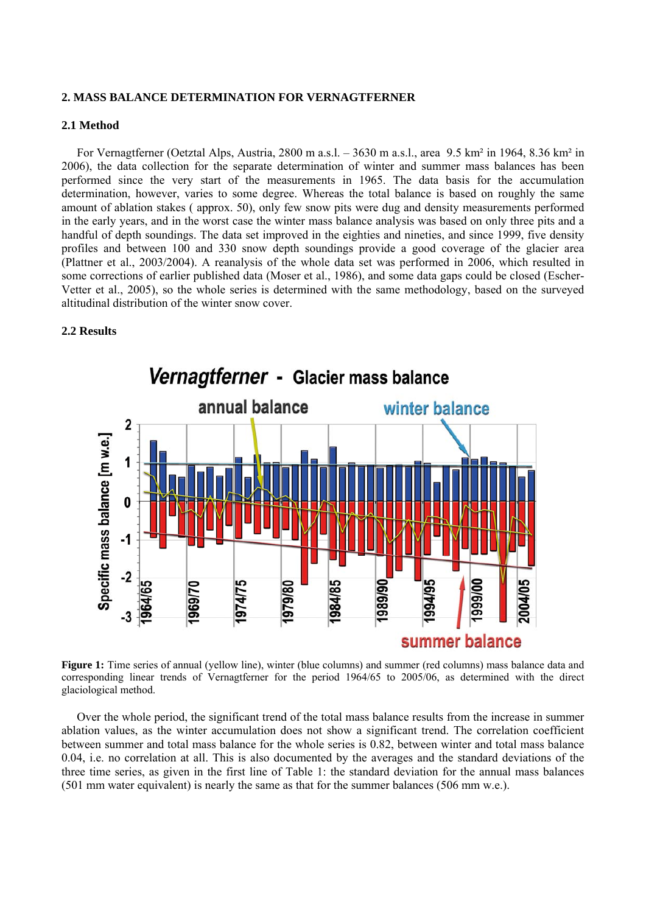## 2. MASS BALANCE DETERMINATION FOR VERNAGTFERNER

### 2.1 Method

For Vernagtferner (Oetztal Alps, Austria, 2800 m a.s.l. – 3630 m a.s.l., area 9.5 km² in 1964, 8.36 km² in 2006), the data collection for the separate determination of winter and summer mass balances has been performed since the very start of the measurements in 1965. The data basis for the accumulation determination, however, varies to some degree. Whereas the total balance is based on roughly the same amount of ablation stakes ( approx. 50), only few snow pits were dug and density measurements performed in the early years, and in the worst case the winter mass balance analysis was based on only three pits and a handful of depth soundings. The data set improved in the eighties and nineties, and since 1999, five density profiles and between 100 and 330 snow depth soundings provide a good coverage of the glacier area (Plattner et al., 2003/2004). A reanalysis of the whole data set was performed in 2006, which resulted in some corrections of earlier published data (Moser et al., 1986), and some data gaps could be closed (Escher-Vetter et al., 2005), so the whole series is determined with the same methodology, based on the surveyed altitudinal distribution of the winter snow cover.

### 2.2 Results

**Figure 1:** Time series of annual (yellow line), winter (blue columns) and summer (red columns) mass balance data and corresponding linear trends of Vernagtferner for the period 1964/65 to 2005/06, as determined with the direct glaciological method.

Over the whole period, the significant trend of the total mass balance results from the increase in summer ablation values, as the winter accumulation does not show a significant trend. The correlation coefficient between summer and total mass balance for the whole series is 0.82, between winter and total mass balance 0.04, i.e. no correlation at all. This is also documented by the averages and the standard deviations of the three time series, as given in the first line of Table 1: the standard deviation for the annual mass balances (501 mm water equivalent) is nearly the same as that for the summer balances (506 mm w.e.).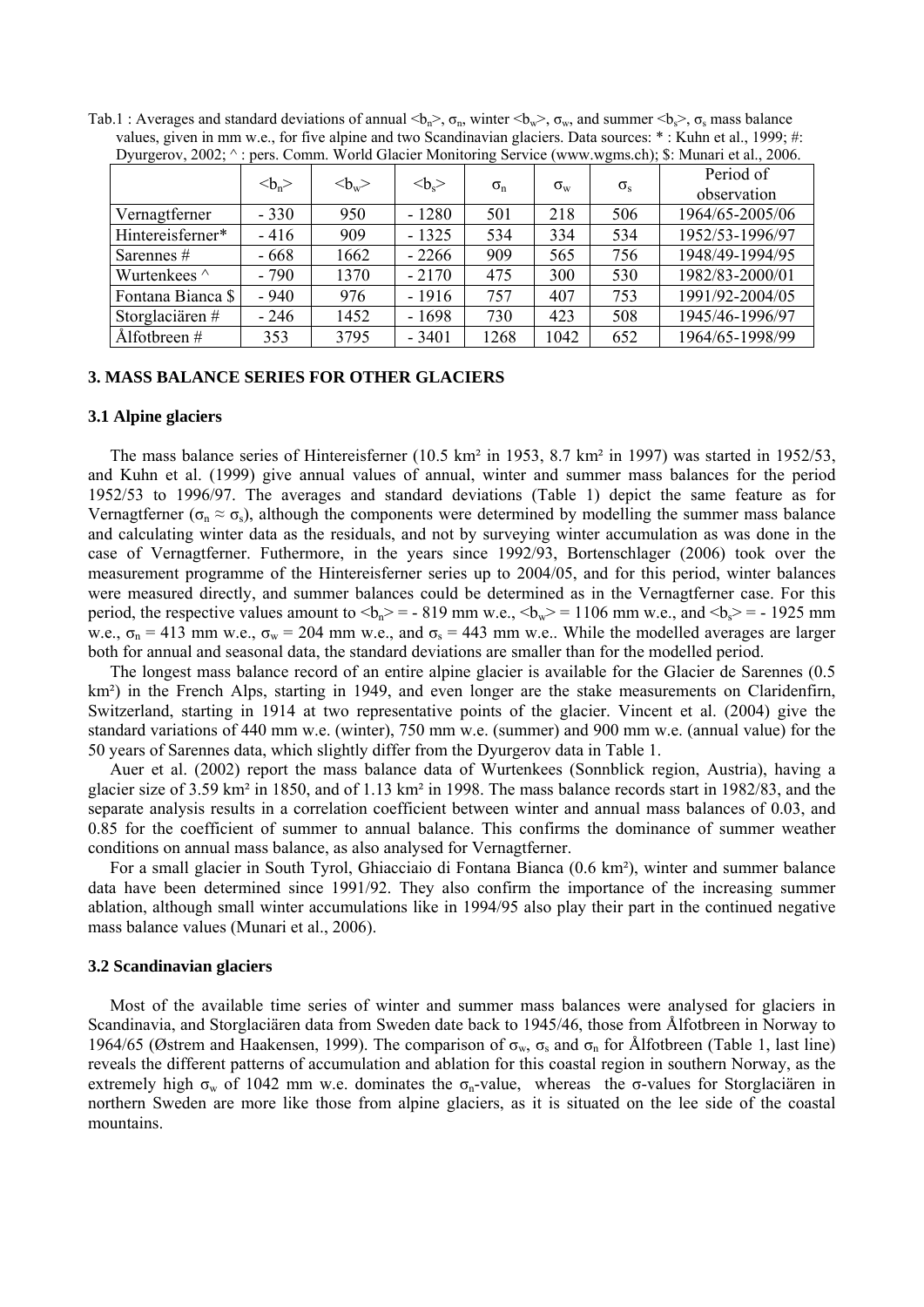Tab.1 : Averages and standard deviations of annual $<b_n>$, $\sigma_n$, winter $<b_w>$, $\sigma_w$, and summer $<b_s>$, $\sigma_s$ mass balance values, given in mm w.e., for five alpine and two Scandinavian glaciers. Data sources: * : Kuhn et al., 1999; #: Dyurgerov, 2002; ^ : pers. Comm. World Glacier Monitoring Service (www.wgms.ch); $: Munari et al., 2006.

| | $<b_n>$ | $<b_w>$ | $<b_s>$ | $\sigma_n$ | $\sigma_w$ | $\sigma_s$ | Period of observation |
|---|---|---|---|---|---|---|---|
| Vernagtferner | - 330 | 950 | - 1280 | 501 | 218 | 506 | 1964/65-2005/06 |
| Hintereisferner* | - 416 | 909 | - 1325 | 534 | 334 | 534 | 1952/53-1996/97 |
| Sarennes # | - 668 | 1662 | - 2266 | 909 | 565 | 756 | 1948/49-1994/95 |
| Wurtenkees ^ | - 790 | 1370 | - 2170 | 475 | 300 | 530 | 1982/83-2000/01 |
| Fontana Bianca $ | - 940 | 976 | - 1916 | 757 | 407 | 753 | 1991/92-2004/05 |
| Storglaciären # | - 246 | 1452 | - 1698 | 730 | 423 | 508 | 1945/46-1996/97 |
| Ålfotbreen # | 353 | 3795 | - 3401 | 1268 | 1042 | 652 | 1964/65-1998/99 |

## 3. MASS BALANCE SERIES FOR OTHER GLACIERS

### 3.1 Alpine glaciers

The mass balance series of Hintereisferner (10.5 km² in 1953, 8.7 km² in 1997) was started in 1952/53, and Kuhn et al. (1999) give annual values of annual, winter and summer mass balances for the period 1952/53 to 1996/97. The averages and standard deviations (Table 1) depict the same feature as for Vernagtferner ($\sigma_n \approx \sigma_s$), although the components were determined by modelling the summer mass balance and calculating winter data as the residuals, and not by surveying winter accumulation as was done in the case of Vernagtferner. Futhermore, in the years since 1992/93, Bortenschlager (2006) took over the measurement programme of the Hintereisferner series up to 2004/05, and for this period, winter balances were measured directly, and summer balances could be determined as in the Vernagtferner case. For this period, the respective values amount to $<b_n>$ = - 819 mm w.e., $<b_w>$ = 1106 mm w.e., and $<b_s>$ = - 1925 mm w.e., $\sigma_n$ = 413 mm w.e., $\sigma_w$ = 204 mm w.e., and $\sigma_s$ = 443 mm w.e.. While the modelled averages are larger both for annual and seasonal data, the standard deviations are smaller than for the modelled period.

The longest mass balance record of an entire alpine glacier is available for the Glacier de Sarennes (0.5 km²) in the French Alps, starting in 1949, and even longer are the stake measurements on Claridenfirn, Switzerland, starting in 1914 at two representative points of the glacier. Vincent et al. (2004) give the standard variations of 440 mm w.e. (winter), 750 mm w.e. (summer) and 900 mm w.e. (annual value) for the 50 years of Sarennes data, which slightly differ from the Dyurgerov data in Table 1.

Auer et al. (2002) report the mass balance data of Wurtenkees (Sonnblick region, Austria), having a glacier size of 3.59 km² in 1850, and of 1.13 km² in 1998. The mass balance records start in 1982/83, and the separate analysis results in a correlation coefficient between winter and annual mass balances of 0.03, and 0.85 for the coefficient of summer to annual balance. This confirms the dominance of summer weather conditions on annual mass balance, as also analysed for Vernagtferner.

For a small glacier in South Tyrol, Ghiacciaio di Fontana Bianca (0.6 km²), winter and summer balance data have been determined since 1991/92. They also confirm the importance of the increasing summer ablation, although small winter accumulations like in 1994/95 also play their part in the continued negative mass balance values (Munari et al., 2006).

### 3.2 Scandinavian glaciers

Most of the available time series of winter and summer mass balances were analysed for glaciers in Scandinavia, and Storglaciären data from Sweden date back to 1945/46, those from Ålfotbreen in Norway to 1964/65 (Østrem and Haakensen, 1999). The comparison of $\sigma_w$, $\sigma_s$ and $\sigma_n$ for Ålfotbreen (Table 1, last line) reveals the different patterns of accumulation and ablation for this coastal region in southern Norway, as the extremely high $\sigma_w$ of 1042 mm w.e. dominates the $\sigma_n$-value, whereas the σ-values for Storglaciären in northern Sweden are more like those from alpine glaciers, as it is situated on the lee side of the coastal mountains.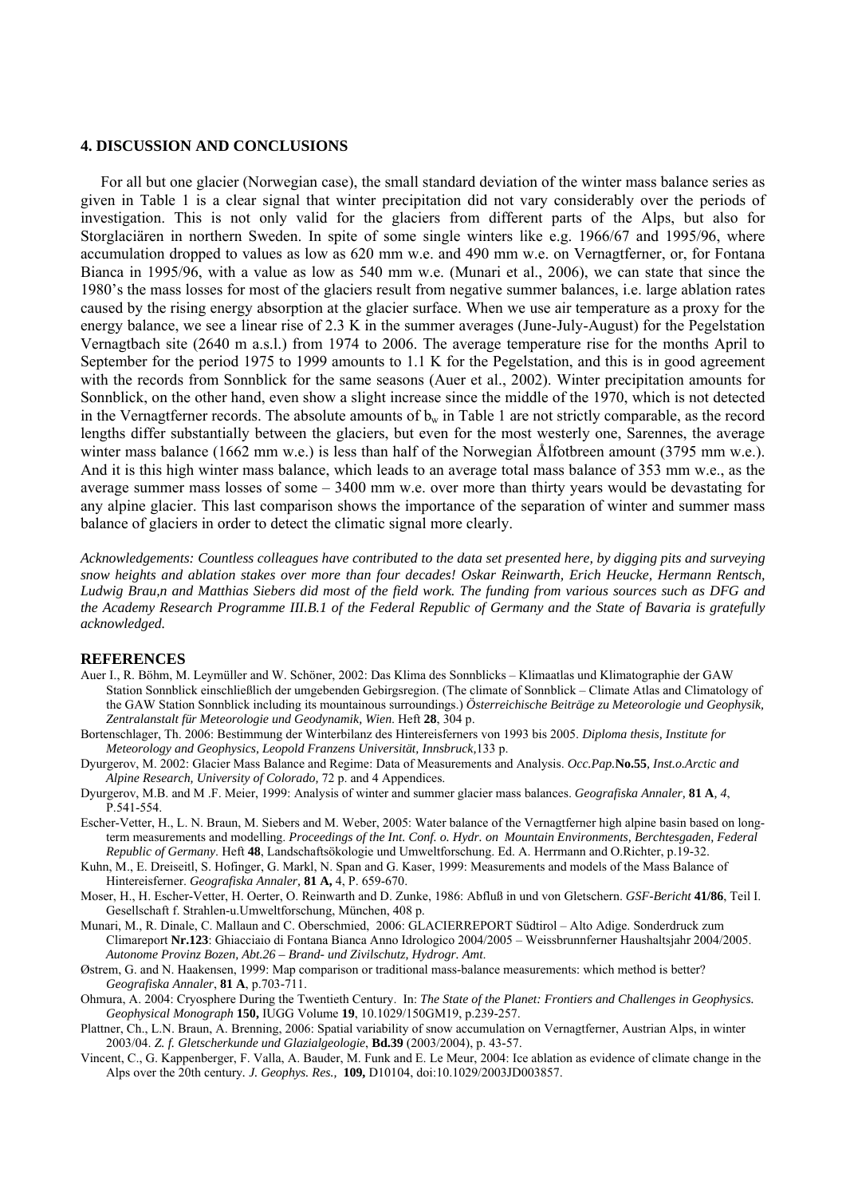## 4. DISCUSSION AND CONCLUSIONS

For all but one glacier (Norwegian case), the small standard deviation of the winter mass balance series as given in Table 1 is a clear signal that winter precipitation did not vary considerably over the periods of investigation. This is not only valid for the glaciers from different parts of the Alps, but also for Storglaciären in northern Sweden. In spite of some single winters like e.g. 1966/67 and 1995/96, where accumulation dropped to values as low as 620 mm w.e. and 490 mm w.e. on Vernagtferner, or, for Fontana Bianca in 1995/96, with a value as low as 540 mm w.e. (Munari et al., 2006), we can state that since the 1980's the mass losses for most of the glaciers result from negative summer balances, i.e. large ablation rates caused by the rising energy absorption at the glacier surface. When we use air temperature as a proxy for the energy balance, we see a linear rise of 2.3 K in the summer averages (June-July-August) for the Pegelstation Vernagtbach site (2640 m a.s.l.) from 1974 to 2006. The average temperature rise for the months April to September for the period 1975 to 1999 amounts to 1.1 K for the Pegelstation, and this is in good agreement with the records from Sonnblick for the same seasons (Auer et al., 2002). Winter precipitation amounts for Sonnblick, on the other hand, even show a slight increase since the middle of the 1970, which is not detected in the Vernagtferner records. The absolute amounts of $b_w$ in Table 1 are not strictly comparable, as the record lengths differ substantially between the glaciers, but even for the most westerly one, Sarennes, the average winter mass balance (1662 mm w.e.) is less than half of the Norwegian Ålfotbreen amount (3795 mm w.e.). And it is this high winter mass balance, which leads to an average total mass balance of 353 mm w.e., as the average summer mass losses of some – 3400 mm w.e. over more than thirty years would be devastating for any alpine glacier. This last comparison shows the importance of the separation of winter and summer mass balance of glaciers in order to detect the climatic signal more clearly.

*Acknowledgements: Countless colleagues have contributed to the data set presented here, by digging pits and surveying snow heights and ablation stakes over more than four decades! Oskar Reinwarth, Erich Heucke, Hermann Rentsch, Ludwig Brau,n and Matthias Siebers did most of the field work. The funding from various sources such as DFG and the Academy Research Programme III.B.1 of the Federal Republic of Germany and the State of Bavaria is gratefully acknowledged.*

## REFERENCES

Auer I., R. Böhm, M. Leymüller and W. Schöner, 2002: Das Klima des Sonnblicks – Klimaatlas und Klimatographie der GAW Station Sonnblick einschließlich der umgebenden Gebirgsregion. (The climate of Sonnblick – Climate Atlas and Climatology of the GAW Station Sonnblick including its mountainous surroundings.) *Österreichische Beiträge zu Meteorologie und Geophysik, Zentralanstalt für Meteorologie und Geodynamik, Wien.* Heft **28**, 304 p.

Bortenschlager, Th. 2006: Bestimmung der Winterbilanz des Hintereisferners von 1993 bis 2005. *Diploma thesis, Institute for Meteorology and Geophysics, Leopold Franzens Universität, Innsbruck,*133 p.

Dyurgerov, M. 2002: Glacier Mass Balance and Regime: Data of Measurements and Analysis. *Occ.Pap.***No.55**, *Inst.o.Arctic and Alpine Research, University of Colorado,* 72 p. and 4 Appendices.

Dyurgerov, M.B. and M .F. Meier, 1999: Analysis of winter and summer glacier mass balances. *Geografiska Annaler,* **81 A**, *4*, P.541-554.

Escher-Vetter, H., L. N. Braun, M. Siebers and M. Weber, 2005: Water balance of the Vernagtferner high alpine basin based on long-term measurements and modelling. *Proceedings of the Int. Conf. o. Hydr. on Mountain Environments, Berchtesgaden, Federal Republic of Germany.* Heft **48**, Landschaftsökologie und Umweltforschung. Ed. A. Herrmann and O.Richter, p.19-32.

Kuhn, M., E. Dreiseitl, S. Hofinger, G. Markl, N. Span and G. Kaser, 1999: Measurements and models of the Mass Balance of Hintereisferner. *Geografiska Annaler,* **81 A,** 4, P. 659-670.

Moser, H., H. Escher-Vetter, H. Oerter, O. Reinwarth and D. Zunke, 1986: Abfluß in und von Gletschern. *GSF-Bericht* **41/86**, Teil I. Gesellschaft f. Strahlen-u.Umweltforschung, München, 408 p.

Munari, M., R. Dinale, C. Mallaun and C. Oberschmied, 2006: GLACIERREPORT Südtirol – Alto Adige. Sonderdruck zum Climareport **Nr.123**: Ghiacciaio di Fontana Bianca Anno Idrologico 2004/2005 – Weissbrunnferner Haushaltsjahr 2004/2005. *Autonome Provinz Bozen, Abt.26 – Brand- und Zivilschutz, Hydrogr. Amt*.

Østrem, G. and N. Haakensen, 1999: Map comparison or traditional mass-balance measurements: which method is better? *Geografiska Annaler*, **81 A**, p.703-711.

Ohmura, A. 2004: Cryosphere During the Twentieth Century. In: *The State of the Planet: Frontiers and Challenges in Geophysics. Geophysical Monograph* **150,** IUGG Volume **19**, 10.1029/150GM19, p.239-257.

Plattner, Ch., L.N. Braun, A. Brenning, 2006: Spatial variability of snow accumulation on Vernagtferner, Austrian Alps, in winter 2003/04. *Z. f. Gletscherkunde und Glazialgeologie*, **Bd.39** (2003/2004), p. 43-57.

Vincent, C., G. Kappenberger, F. Valla, A. Bauder, M. Funk and E. Le Meur, 2004: Ice ablation as evidence of climate change in the Alps over the 20th century. *J. Geophys. Res.,* **109,** D10104, doi:10.1029/2003JD003857.